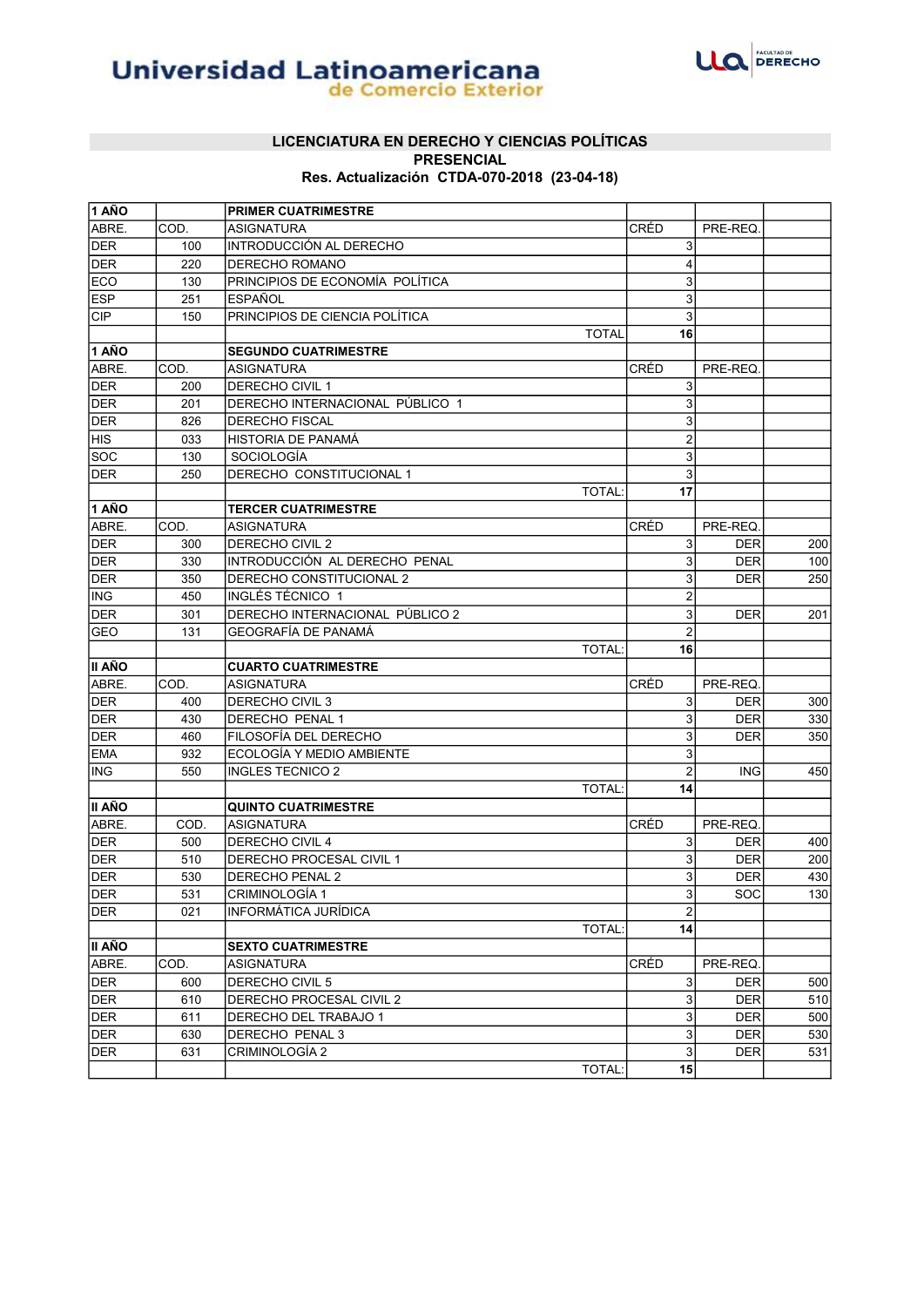Universidad Latinoamericana
de Comercio Exterior

ULA | FACULTAD DE DERECHO

## LICENCIATURA EN DERECHO Y CIENCIAS POLÍTICAS
### PRESENCIAL
### Res. Actualización CTDA-070-2018 (23-04-18)

| **1 AÑO** | | **PRIMER CUATRIMESTRE** | | | |
|---|---|---|---|---|---|
| ABRE. | COD. | ASIGNATURA | CRÉD | PRE-REQ. | |
| DER | 100 | INTRODUCCIÓN AL DERECHO | 3 | | |
| DER | 220 | DERECHO ROMANO | 4 | | |
| ECO | 130 | PRINCIPIOS DE ECONOMÍA POLÍTICA | 3 | | |
| ESP | 251 | ESPAÑOL | 3 | | |
| CIP | 150 | PRINCIPIOS DE CIENCIA POLÍTICA | 3 | | |
| | | TOTAL | **16** | | |
| **1 AÑO** | | **SEGUNDO CUATRIMESTRE** | | | |
| ABRE. | COD. | ASIGNATURA | CRÉD | PRE-REQ. | |
| DER | 200 | DERECHO CIVIL 1 | 3 | | |
| DER | 201 | DERECHO INTERNACIONAL PÚBLICO 1 | 3 | | |
| DER | 826 | DERECHO FISCAL | 3 | | |
| HIS | 033 | HISTORIA DE PANAMÁ | 2 | | |
| SOC | 130 | SOCIOLOGÍA | 3 | | |
| DER | 250 | DERECHO CONSTITUCIONAL 1 | 3 | | |
| | | TOTAL: | **17** | | |
| **1 AÑO** | | **TERCER CUATRIMESTRE** | | | |
| ABRE. | COD. | ASIGNATURA | CRÉD | PRE-REQ. | |
| DER | 300 | DERECHO CIVIL 2 | 3 | DER | 200 |
| DER | 330 | INTRODUCCIÓN AL DERECHO PENAL | 3 | DER | 100 |
| DER | 350 | DERECHO CONSTITUCIONAL 2 | 3 | DER | 250 |
| ING | 450 | INGLÉS TÉCNICO 1 | 2 | | |
| DER | 301 | DERECHO INTERNACIONAL PÚBLICO 2 | 3 | DER | 201 |
| GEO | 131 | GEOGRAFÍA DE PANAMÁ | 2 | | |
| | | TOTAL: | **16** | | |
| **II AÑO** | | **CUARTO CUATRIMESTRE** | | | |
| ABRE. | COD. | ASIGNATURA | CRÉD | PRE-REQ. | |
| DER | 400 | DERECHO CIVIL 3 | 3 | DER | 300 |
| DER | 430 | DERECHO PENAL 1 | 3 | DER | 330 |
| DER | 460 | FILOSOFÍA DEL DERECHO | 3 | DER | 350 |
| EMA | 932 | ECOLOGÍA Y MEDIO AMBIENTE | 3 | | |
| ING | 550 | INGLES TECNICO 2 | 2 | ING | 450 |
| | | TOTAL: | **14** | | |
| **II AÑO** | | **QUINTO CUATRIMESTRE** | | | |
| ABRE. | COD. | ASIGNATURA | CRÉD | PRE-REQ. | |
| DER | 500 | DERECHO CIVIL 4 | 3 | DER | 400 |
| DER | 510 | DERECHO PROCESAL CIVIL 1 | 3 | DER | 200 |
| DER | 530 | DERECHO PENAL 2 | 3 | DER | 430 |
| DER | 531 | CRIMINOLOGÍA 1 | 3 | SOC | 130 |
| DER | 021 | INFORMÁTICA JURÍDICA | 2 | | |
| | | TOTAL: | **14** | | |
| **II AÑO** | | **SEXTO CUATRIMESTRE** | | | |
| ABRE. | COD. | ASIGNATURA | CRÉD | PRE-REQ. | |
| DER | 600 | DERECHO CIVIL 5 | 3 | DER | 500 |
| DER | 610 | DERECHO PROCESAL CIVIL 2 | 3 | DER | 510 |
| DER | 611 | DERECHO DEL TRABAJO 1 | 3 | DER | 500 |
| DER | 630 | DERECHO PENAL 3 | 3 | DER | 530 |
| DER | 631 | CRIMINOLOGÍA 2 | 3 | DER | 531 |
| | | TOTAL: | **15** | | |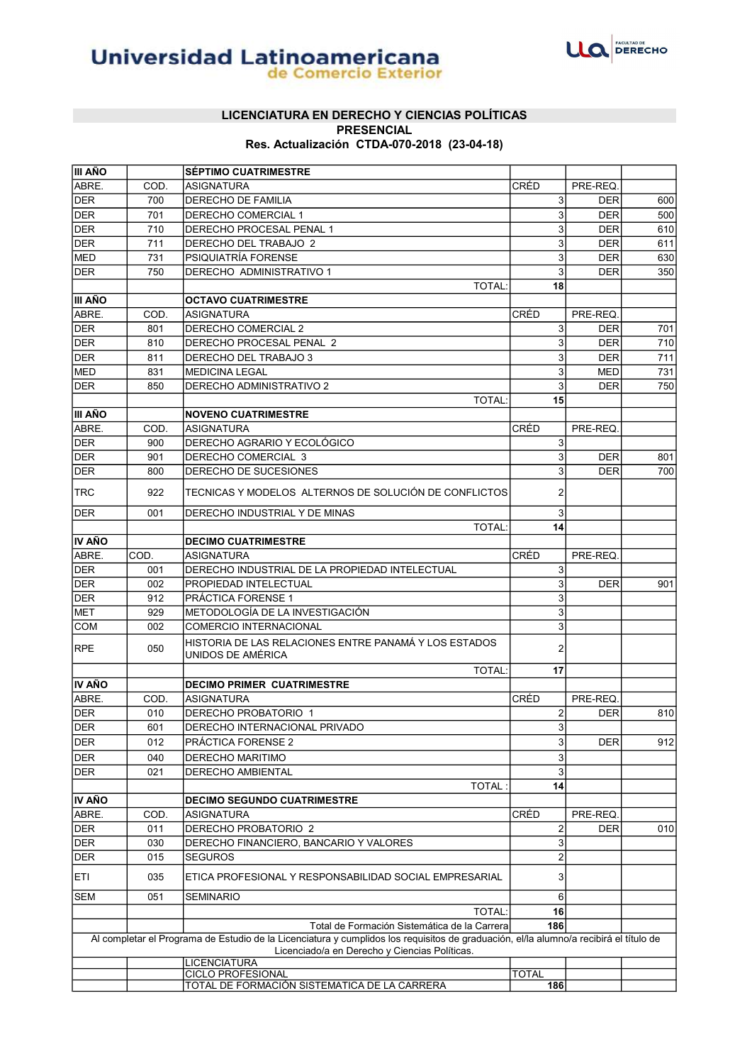Universidad Latinoamericana de Comercio Exterior

ULA Facultad de Derecho

## LICENCIATURA EN DERECHO Y CIENCIAS POLÍTICAS
## PRESENCIAL
## Res. Actualización CTDA-070-2018 (23-04-18)

| | | | | | |
|---|---|---|---|---|---|
| **III AÑO** | | **SÉPTIMO CUATRIMESTRE** | | | |
| ABRE. | COD. | ASIGNATURA | CRÉD | PRE-REQ. | |
| DER | 700 | DERECHO DE FAMILIA | 3 | DER | 600 |
| DER | 701 | DERECHO COMERCIAL 1 | 3 | DER | 500 |
| DER | 710 | DERECHO PROCESAL PENAL 1 | 3 | DER | 610 |
| DER | 711 | DERECHO DEL TRABAJO 2 | 3 | DER | 611 |
| MED | 731 | PSIQUIATRÍA FORENSE | 3 | DER | 630 |
| DER | 750 | DERECHO ADMINISTRATIVO 1 | 3 | DER | 350 |
| | | TOTAL: | **18** | | |
| **III AÑO** | | **OCTAVO CUATRIMESTRE** | | | |
| ABRE. | COD. | ASIGNATURA | CRÉD | PRE-REQ. | |
| DER | 801 | DERECHO COMERCIAL 2 | 3 | DER | 701 |
| DER | 810 | DERECHO PROCESAL PENAL 2 | 3 | DER | 710 |
| DER | 811 | DERECHO DEL TRABAJO 3 | 3 | DER | 711 |
| MED | 831 | MEDICINA LEGAL | 3 | MED | 731 |
| DER | 850 | DERECHO ADMINISTRATIVO 2 | 3 | DER | 750 |
| | | TOTAL: | **15** | | |
| **III AÑO** | | **NOVENO CUATRIMESTRE** | | | |
| ABRE. | COD. | ASIGNATURA | CRÉD | PRE-REQ. | |
| DER | 900 | DERECHO AGRARIO Y ECOLÓGICO | 3 | | |
| DER | 901 | DERECHO COMERCIAL 3 | 3 | DER | 801 |
| DER | 800 | DERECHO DE SUCESIONES | 3 | DER | 700 |
| TRC | 922 | TECNICAS Y MODELOS ALTERNOS DE SOLUCIÓN DE CONFLICTOS | 2 | | |
| DER | 001 | DERECHO INDUSTRIAL Y DE MINAS | 3 | | |
| | | TOTAL: | **14** | | |
| **IV AÑO** | | **DECIMO CUATRIMESTRE** | | | |
| ABRE. | COD. | ASIGNATURA | CRÉD | PRE-REQ. | |
| DER | 001 | DERECHO INDUSTRIAL DE LA PROPIEDAD INTELECTUAL | 3 | | |
| DER | 002 | PROPIEDAD INTELECTUAL | 3 | DER | 901 |
| DER | 912 | PRÁCTICA FORENSE 1 | 3 | | |
| MET | 929 | METODOLOGÍA DE LA INVESTIGACIÓN | 3 | | |
| COM | 002 | COMERCIO INTERNACIONAL | 3 | | |
| RPE | 050 | HISTORIA DE LAS RELACIONES ENTRE PANAMÁ Y LOS ESTADOS UNIDOS DE AMÉRICA | 2 | | |
| | | TOTAL: | **17** | | |
| **IV AÑO** | | **DECIMO PRIMER CUATRIMESTRE** | | | |
| ABRE. | COD. | ASIGNATURA | CRÉD | PRE-REQ. | |
| DER | 010 | DERECHO PROBATORIO 1 | 2 | DER | 810 |
| DER | 601 | DERECHO INTERNACIONAL PRIVADO | 3 | | |
| DER | 012 | PRÁCTICA FORENSE 2 | 3 | DER | 912 |
| DER | 040 | DERECHO MARITIMO | 3 | | |
| DER | 021 | DERECHO AMBIENTAL | 3 | | |
| | | TOTAL : | **14** | | |
| **IV AÑO** | | **DECIMO SEGUNDO CUATRIMESTRE** | | | |
| ABRE. | COD. | ASIGNATURA | CRÉD | PRE-REQ. | |
| DER | 011 | DERECHO PROBATORIO 2 | 2 | DER | 010 |
| DER | 030 | DERECHO FINANCIERO, BANCARIO Y VALORES | 3 | | |
| DER | 015 | SEGUROS | 2 | | |
| ETI | 035 | ETICA PROFESIONAL Y RESPONSABILIDAD SOCIAL EMPRESARIAL | 3 | | |
| SEM | 051 | SEMINARIO | 6 | | |
| | | TOTAL: | **16** | | |
| | | Total de Formación Sistemática de la Carrera | **186** | | |

Al completar el Programa de Estudio de la Licenciatura y cumplidos los requisitos de graduación, el/la alumno/a recibirá el título de Licenciado/a en Derecho y Ciencias Políticas.

| | | | | | |
|---|---|---|---|---|---|
| | | LICENCIATURA | | | |
| | | CICLO PROFESIONAL | TOTAL | | |
| | | TOTAL DE FORMACIÓN SISTEMATICA DE LA CARRERA | **186** | | |